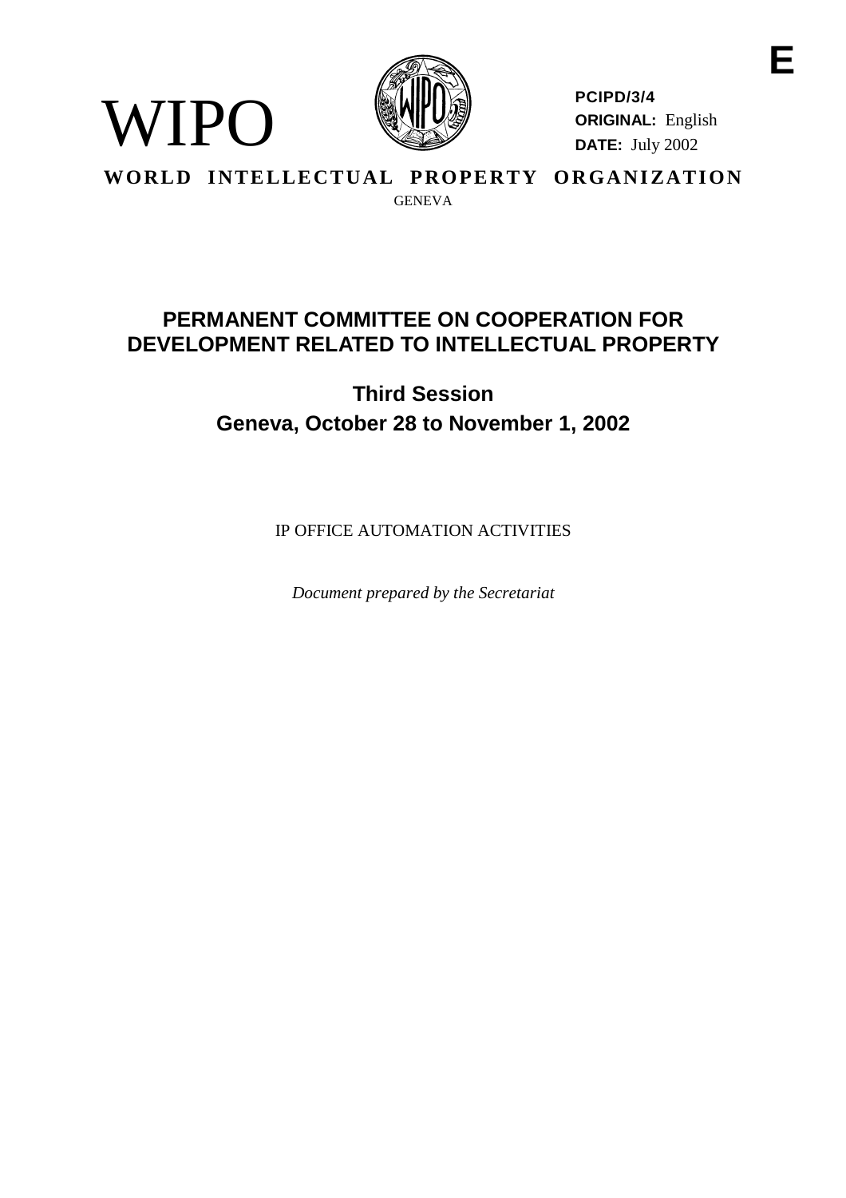E

WIPO

**PCIPD/3/4**
**ORIGINAL:** English
**DATE:** July 2002

**WORLD INTELLECTUAL PROPERTY ORGANIZATION**

GENEVA

# PERMANENT COMMITTEE ON COOPERATION FOR DEVELOPMENT RELATED TO INTELLECTUAL PROPERTY

## Third Session
## Geneva, October 28 to November 1, 2002

IP OFFICE AUTOMATION ACTIVITIES

*Document prepared by the Secretariat*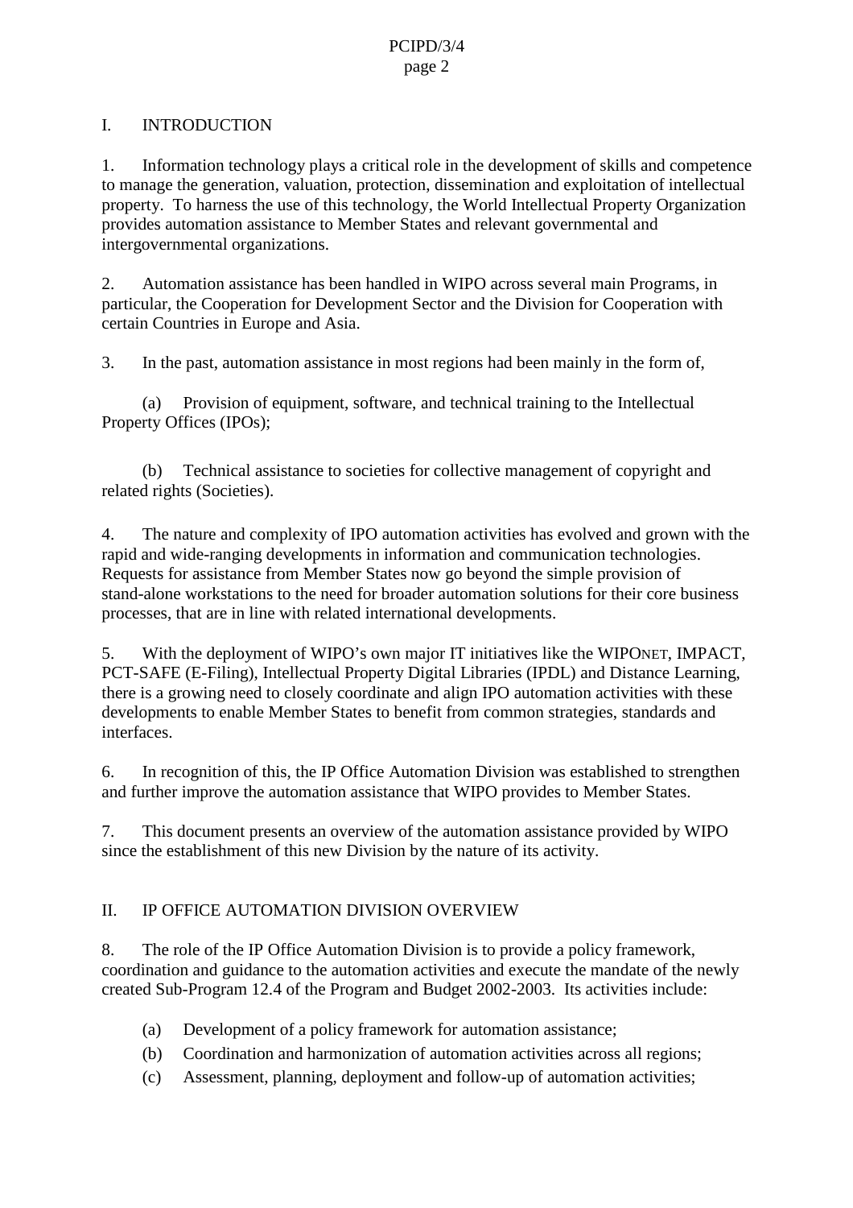## I. INTRODUCTION

1. Information technology plays a critical role in the development of skills and competence to manage the generation, valuation, protection, dissemination and exploitation of intellectual property. To harness the use of this technology, the World Intellectual Property Organization provides automation assistance to Member States and relevant governmental and intergovernmental organizations.

2. Automation assistance has been handled in WIPO across several main Programs, in particular, the Cooperation for Development Sector and the Division for Cooperation with certain Countries in Europe and Asia.

3. In the past, automation assistance in most regions had been mainly in the form of,

(a) Provision of equipment, software, and technical training to the Intellectual Property Offices (IPOs);

(b) Technical assistance to societies for collective management of copyright and related rights (Societies).

4. The nature and complexity of IPO automation activities has evolved and grown with the rapid and wide-ranging developments in information and communication technologies. Requests for assistance from Member States now go beyond the simple provision of stand-alone workstations to the need for broader automation solutions for their core business processes, that are in line with related international developments.

5. With the deployment of WIPO's own major IT initiatives like the WIPONET, IMPACT, PCT-SAFE (E-Filing), Intellectual Property Digital Libraries (IPDL) and Distance Learning, there is a growing need to closely coordinate and align IPO automation activities with these developments to enable Member States to benefit from common strategies, standards and interfaces.

6. In recognition of this, the IP Office Automation Division was established to strengthen and further improve the automation assistance that WIPO provides to Member States.

7. This document presents an overview of the automation assistance provided by WIPO since the establishment of this new Division by the nature of its activity.

## II. IP OFFICE AUTOMATION DIVISION OVERVIEW

8. The role of the IP Office Automation Division is to provide a policy framework, coordination and guidance to the automation activities and execute the mandate of the newly created Sub-Program 12.4 of the Program and Budget 2002-2003. Its activities include:

(a) Development of a policy framework for automation assistance;

(b) Coordination and harmonization of automation activities across all regions;

(c) Assessment, planning, deployment and follow-up of automation activities;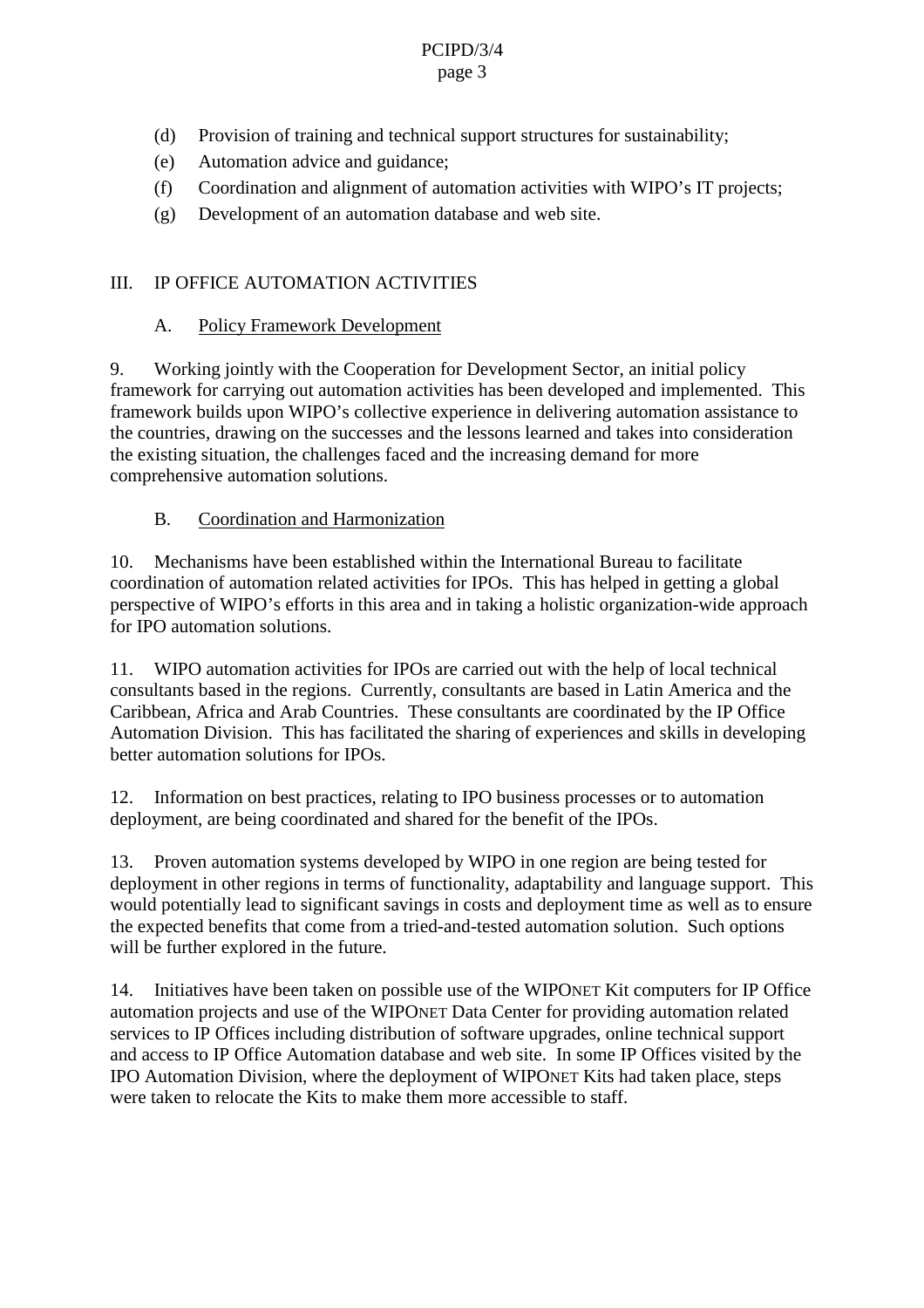(d) Provision of training and technical support structures for sustainability;

(e) Automation advice and guidance;

(f) Coordination and alignment of automation activities with WIPO's IT projects;

(g) Development of an automation database and web site.

## III. IP OFFICE AUTOMATION ACTIVITIES

### A. Policy Framework Development

9. Working jointly with the Cooperation for Development Sector, an initial policy framework for carrying out automation activities has been developed and implemented. This framework builds upon WIPO's collective experience in delivering automation assistance to the countries, drawing on the successes and the lessons learned and takes into consideration the existing situation, the challenges faced and the increasing demand for more comprehensive automation solutions.

### B. Coordination and Harmonization

10. Mechanisms have been established within the International Bureau to facilitate coordination of automation related activities for IPOs. This has helped in getting a global perspective of WIPO's efforts in this area and in taking a holistic organization-wide approach for IPO automation solutions.

11. WIPO automation activities for IPOs are carried out with the help of local technical consultants based in the regions. Currently, consultants are based in Latin America and the Caribbean, Africa and Arab Countries. These consultants are coordinated by the IP Office Automation Division. This has facilitated the sharing of experiences and skills in developing better automation solutions for IPOs.

12. Information on best practices, relating to IPO business processes or to automation deployment, are being coordinated and shared for the benefit of the IPOs.

13. Proven automation systems developed by WIPO in one region are being tested for deployment in other regions in terms of functionality, adaptability and language support. This would potentially lead to significant savings in costs and deployment time as well as to ensure the expected benefits that come from a tried-and-tested automation solution. Such options will be further explored in the future.

14. Initiatives have been taken on possible use of the WIPONET Kit computers for IP Office automation projects and use of the WIPONET Data Center for providing automation related services to IP Offices including distribution of software upgrades, online technical support and access to IP Office Automation database and web site. In some IP Offices visited by the IPO Automation Division, where the deployment of WIPONET Kits had taken place, steps were taken to relocate the Kits to make them more accessible to staff.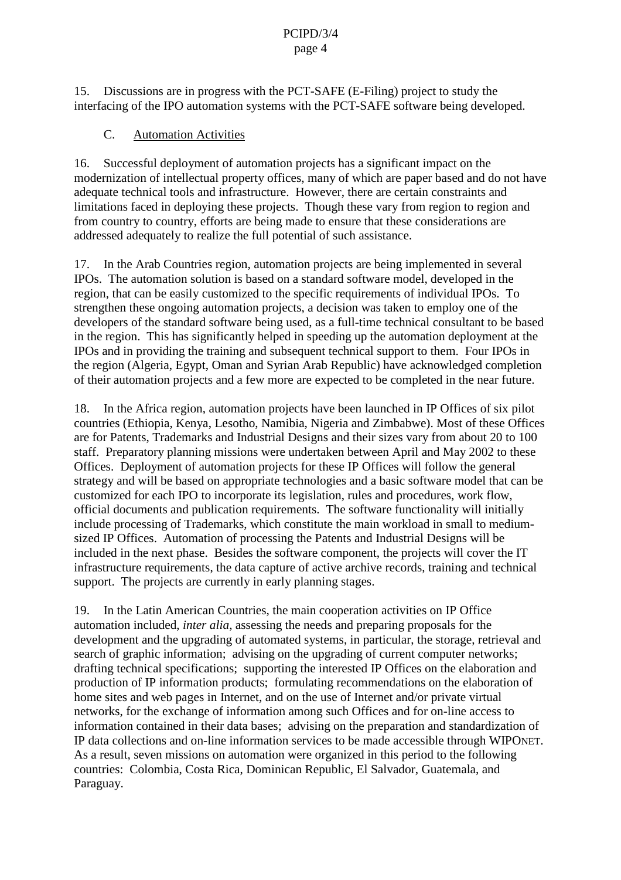15. Discussions are in progress with the PCT-SAFE (E-Filing) project to study the interfacing of the IPO automation systems with the PCT-SAFE software being developed.

### C. Automation Activities

16. Successful deployment of automation projects has a significant impact on the modernization of intellectual property offices, many of which are paper based and do not have adequate technical tools and infrastructure. However, there are certain constraints and limitations faced in deploying these projects. Though these vary from region to region and from country to country, efforts are being made to ensure that these considerations are addressed adequately to realize the full potential of such assistance.

17. In the Arab Countries region, automation projects are being implemented in several IPOs. The automation solution is based on a standard software model, developed in the region, that can be easily customized to the specific requirements of individual IPOs. To strengthen these ongoing automation projects, a decision was taken to employ one of the developers of the standard software being used, as a full-time technical consultant to be based in the region. This has significantly helped in speeding up the automation deployment at the IPOs and in providing the training and subsequent technical support to them. Four IPOs in the region (Algeria, Egypt, Oman and Syrian Arab Republic) have acknowledged completion of their automation projects and a few more are expected to be completed in the near future.

18. In the Africa region, automation projects have been launched in IP Offices of six pilot countries (Ethiopia, Kenya, Lesotho, Namibia, Nigeria and Zimbabwe). Most of these Offices are for Patents, Trademarks and Industrial Designs and their sizes vary from about 20 to 100 staff. Preparatory planning missions were undertaken between April and May 2002 to these Offices. Deployment of automation projects for these IP Offices will follow the general strategy and will be based on appropriate technologies and a basic software model that can be customized for each IPO to incorporate its legislation, rules and procedures, work flow, official documents and publication requirements. The software functionality will initially include processing of Trademarks, which constitute the main workload in small to medium-sized IP Offices. Automation of processing the Patents and Industrial Designs will be included in the next phase. Besides the software component, the projects will cover the IT infrastructure requirements, the data capture of active archive records, training and technical support. The projects are currently in early planning stages.

19. In the Latin American Countries, the main cooperation activities on IP Office automation included, *inter alia*, assessing the needs and preparing proposals for the development and the upgrading of automated systems, in particular, the storage, retrieval and search of graphic information; advising on the upgrading of current computer networks; drafting technical specifications; supporting the interested IP Offices on the elaboration and production of IP information products; formulating recommendations on the elaboration of home sites and web pages in Internet, and on the use of Internet and/or private virtual networks, for the exchange of information among such Offices and for on-line access to information contained in their data bases; advising on the preparation and standardization of IP data collections and on-line information services to be made accessible through WIPONET. As a result, seven missions on automation were organized in this period to the following countries: Colombia, Costa Rica, Dominican Republic, El Salvador, Guatemala, and Paraguay.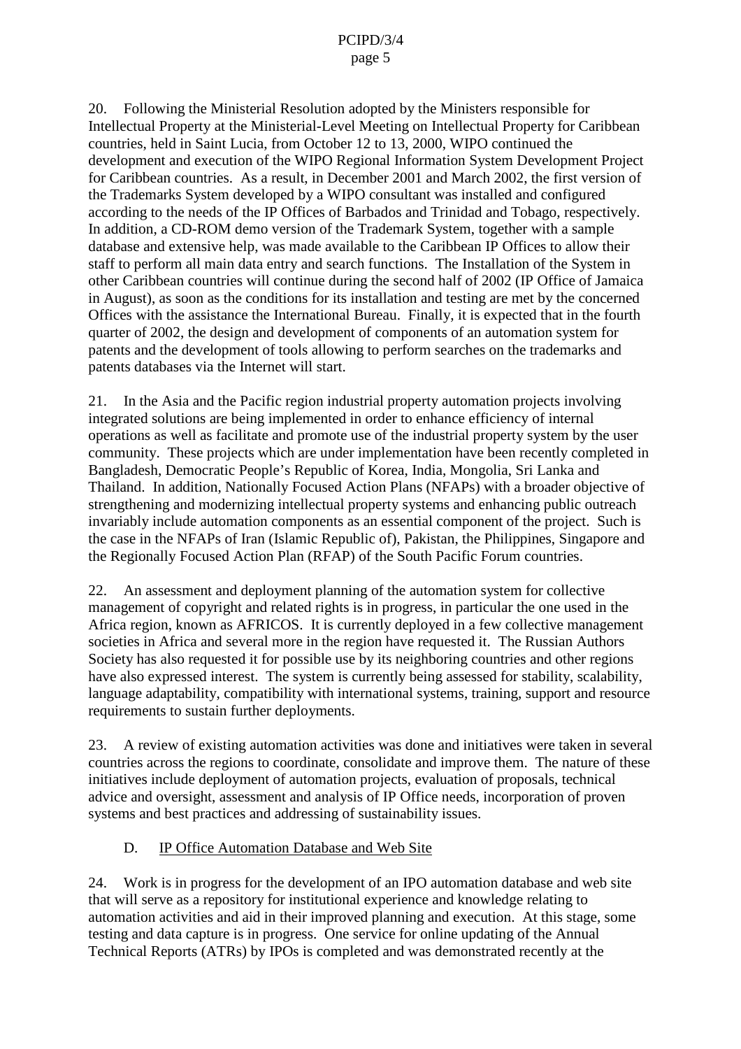20. Following the Ministerial Resolution adopted by the Ministers responsible for Intellectual Property at the Ministerial-Level Meeting on Intellectual Property for Caribbean countries, held in Saint Lucia, from October 12 to 13, 2000, WIPO continued the development and execution of the WIPO Regional Information System Development Project for Caribbean countries. As a result, in December 2001 and March 2002, the first version of the Trademarks System developed by a WIPO consultant was installed and configured according to the needs of the IP Offices of Barbados and Trinidad and Tobago, respectively. In addition, a CD-ROM demo version of the Trademark System, together with a sample database and extensive help, was made available to the Caribbean IP Offices to allow their staff to perform all main data entry and search functions. The Installation of the System in other Caribbean countries will continue during the second half of 2002 (IP Office of Jamaica in August), as soon as the conditions for its installation and testing are met by the concerned Offices with the assistance the International Bureau. Finally, it is expected that in the fourth quarter of 2002, the design and development of components of an automation system for patents and the development of tools allowing to perform searches on the trademarks and patents databases via the Internet will start.

21. In the Asia and the Pacific region industrial property automation projects involving integrated solutions are being implemented in order to enhance efficiency of internal operations as well as facilitate and promote use of the industrial property system by the user community. These projects which are under implementation have been recently completed in Bangladesh, Democratic People's Republic of Korea, India, Mongolia, Sri Lanka and Thailand. In addition, Nationally Focused Action Plans (NFAPs) with a broader objective of strengthening and modernizing intellectual property systems and enhancing public outreach invariably include automation components as an essential component of the project. Such is the case in the NFAPs of Iran (Islamic Republic of), Pakistan, the Philippines, Singapore and the Regionally Focused Action Plan (RFAP) of the South Pacific Forum countries.

22. An assessment and deployment planning of the automation system for collective management of copyright and related rights is in progress, in particular the one used in the Africa region, known as AFRICOS. It is currently deployed in a few collective management societies in Africa and several more in the region have requested it. The Russian Authors Society has also requested it for possible use by its neighboring countries and other regions have also expressed interest. The system is currently being assessed for stability, scalability, language adaptability, compatibility with international systems, training, support and resource requirements to sustain further deployments.

23. A review of existing automation activities was done and initiatives were taken in several countries across the regions to coordinate, consolidate and improve them. The nature of these initiatives include deployment of automation projects, evaluation of proposals, technical advice and oversight, assessment and analysis of IP Office needs, incorporation of proven systems and best practices and addressing of sustainability issues.

### D. IP Office Automation Database and Web Site

24. Work is in progress for the development of an IPO automation database and web site that will serve as a repository for institutional experience and knowledge relating to automation activities and aid in their improved planning and execution. At this stage, some testing and data capture is in progress. One service for online updating of the Annual Technical Reports (ATRs) by IPOs is completed and was demonstrated recently at the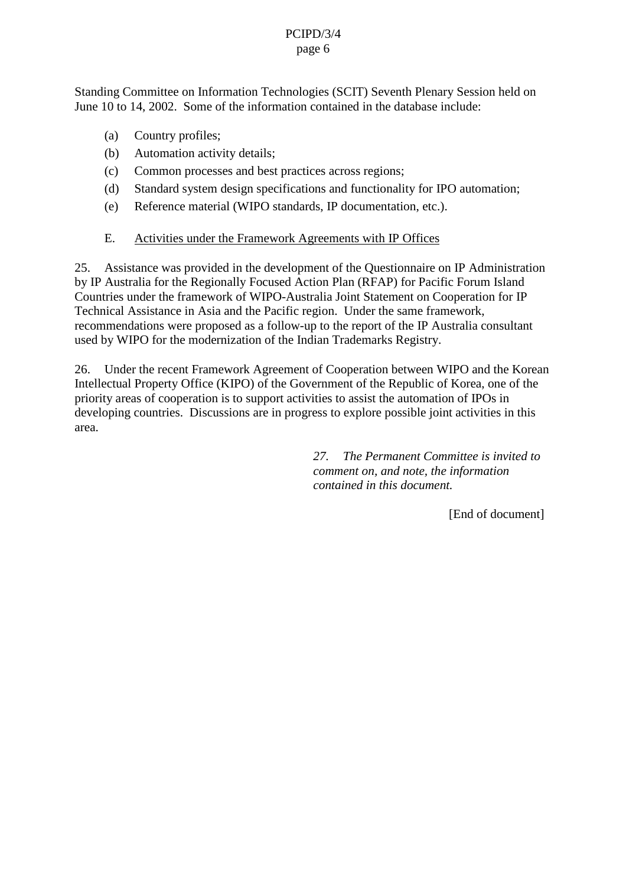Standing Committee on Information Technologies (SCIT) Seventh Plenary Session held on June 10 to 14, 2002. Some of the information contained in the database include:

(a) Country profiles;
(b) Automation activity details;
(c) Common processes and best practices across regions;
(d) Standard system design specifications and functionality for IPO automation;
(e) Reference material (WIPO standards, IP documentation, etc.).

E. Activities under the Framework Agreements with IP Offices

25. Assistance was provided in the development of the Questionnaire on IP Administration by IP Australia for the Regionally Focused Action Plan (RFAP) for Pacific Forum Island Countries under the framework of WIPO-Australia Joint Statement on Cooperation for IP Technical Assistance in Asia and the Pacific region. Under the same framework, recommendations were proposed as a follow-up to the report of the IP Australia consultant used by WIPO for the modernization of the Indian Trademarks Registry.

26. Under the recent Framework Agreement of Cooperation between WIPO and the Korean Intellectual Property Office (KIPO) of the Government of the Republic of Korea, one of the priority areas of cooperation is to support activities to assist the automation of IPOs in developing countries. Discussions are in progress to explore possible joint activities in this area.

*27. The Permanent Committee is invited to comment on, and note, the information contained in this document.*

[End of document]